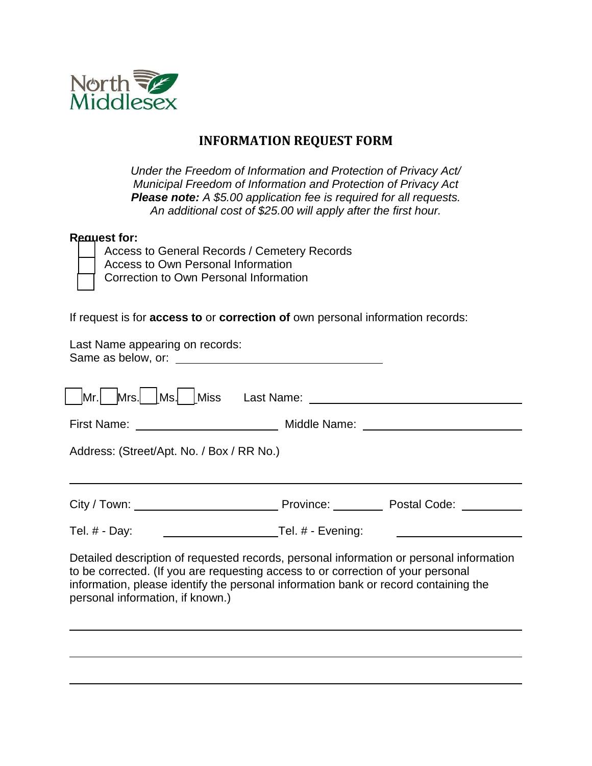North Middlesex

# INFORMATION REQUEST FORM

*Under the Freedom of Information and Protection of Privacy Act/*
*Municipal Freedom of Information and Protection of Privacy Act*
***Please note:*** *A $5.00 application fee is required for all requests.*
*An additional cost of $25.00 will apply after the first hour.*

**Request for:**

- ☐ Access to General Records / Cemetery Records
- ☐ Access to Own Personal Information
- ☐ Correction to Own Personal Information

If request is for **access to** or **correction of** own personal information records:

Last Name appearing on records:
Same as below, or: ______________________________

☐ Mr. ☐ Mrs. ☐ Ms. ☐ Miss   Last Name: ______________________________

First Name: ____________________ Middle Name: ____________________

Address: (Street/Apt. No. / Box / RR No.)

______________________________________________________________

City / Town: ____________________ Province: ________ Postal Code: __________

Tel. # - Day: ____________________ Tel. # - Evening: ____________________

Detailed description of requested records, personal information or personal information to be corrected. (If you are requesting access to or correction of your personal information, please identify the personal information bank or record containing the personal information, if known.)

______________________________________________________________

______________________________________________________________

______________________________________________________________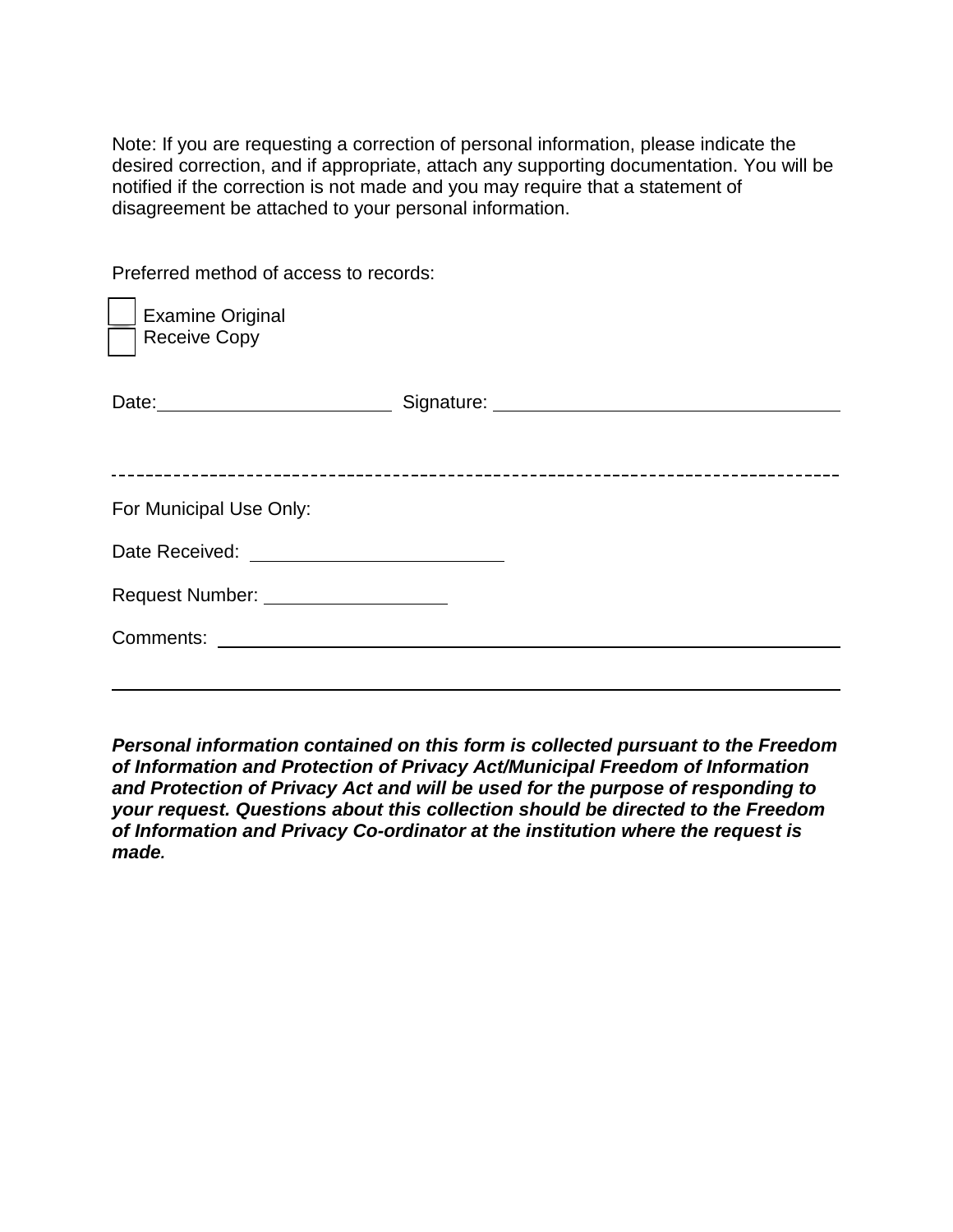Note: If you are requesting a correction of personal information, please indicate the desired correction, and if appropriate, attach any supporting documentation. You will be notified if the correction is not made and you may require that a statement of disagreement be attached to your personal information.

Preferred method of access to records:

- [ ] Examine Original
- [ ] Receive Copy

Date: ______________________ Signature: ________________________________

---

For Municipal Use Only:

Date Received: ________________________

Request Number: ________________

Comments: ____________________________________________________________

______________________________________________________________________

***Personal information contained on this form is collected pursuant to the Freedom of Information and Protection of Privacy Act/Municipal Freedom of Information and Protection of Privacy Act and will be used for the purpose of responding to your request. Questions about this collection should be directed to the Freedom of Information and Privacy Co-ordinator at the institution where the request is made.***